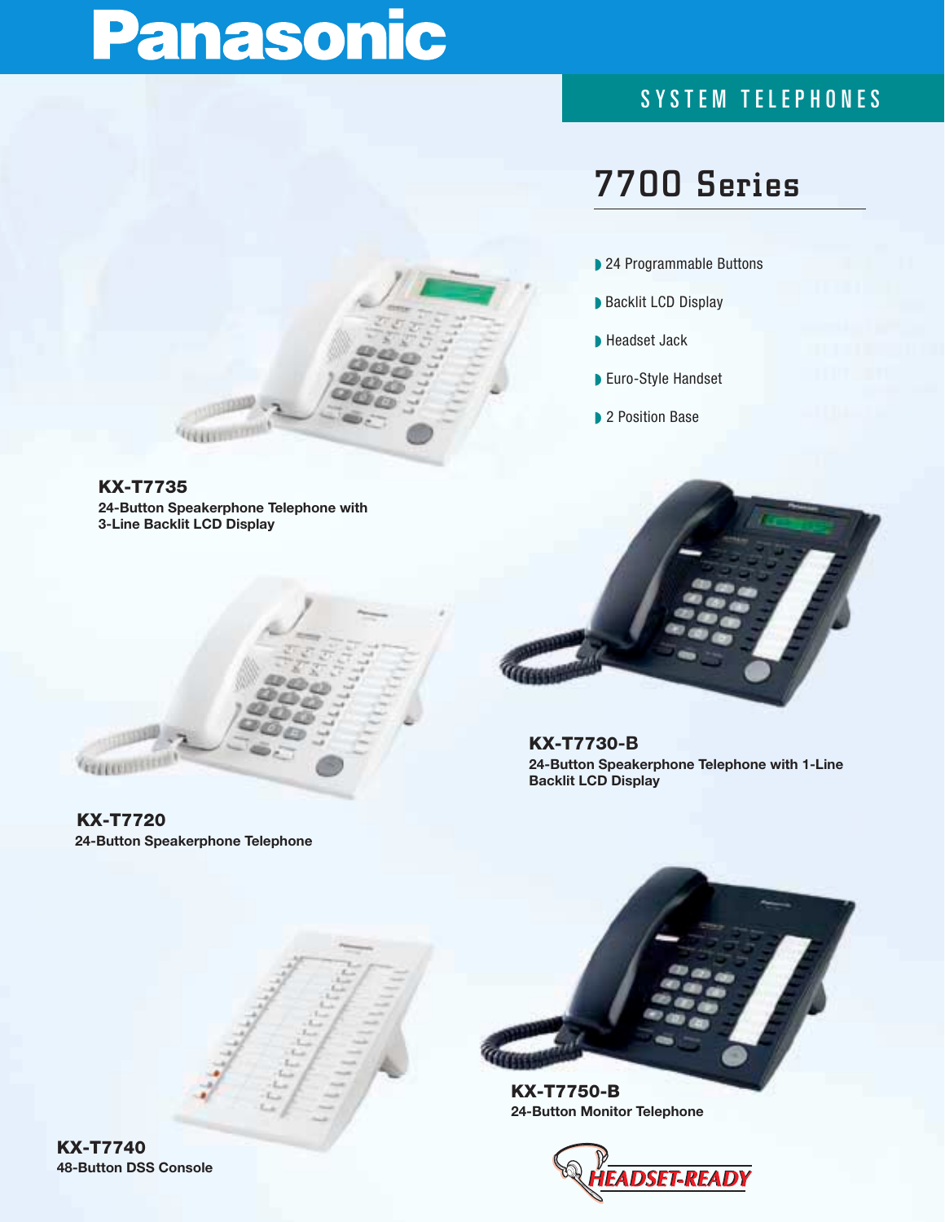# Panasonic

SYSTEM TELEPHONES

## 7700 Series

- 24 Programmable Buttons
- Backlit LCD Display
- Headset Jack
- Euro-Style Handset
- 2 Position Base

**KX-T7735**
**24-Button Speakerphone Telephone with 3-Line Backlit LCD Display**

**KX-T7730-B**
**24-Button Speakerphone Telephone with 1-Line Backlit LCD Display**

**KX-T7720**
**24-Button Speakerphone Telephone**

**KX-T7750-B**
**24-Button Monitor Telephone**

**KX-T7740**
**48-Button DSS Console**

HEADSET-READY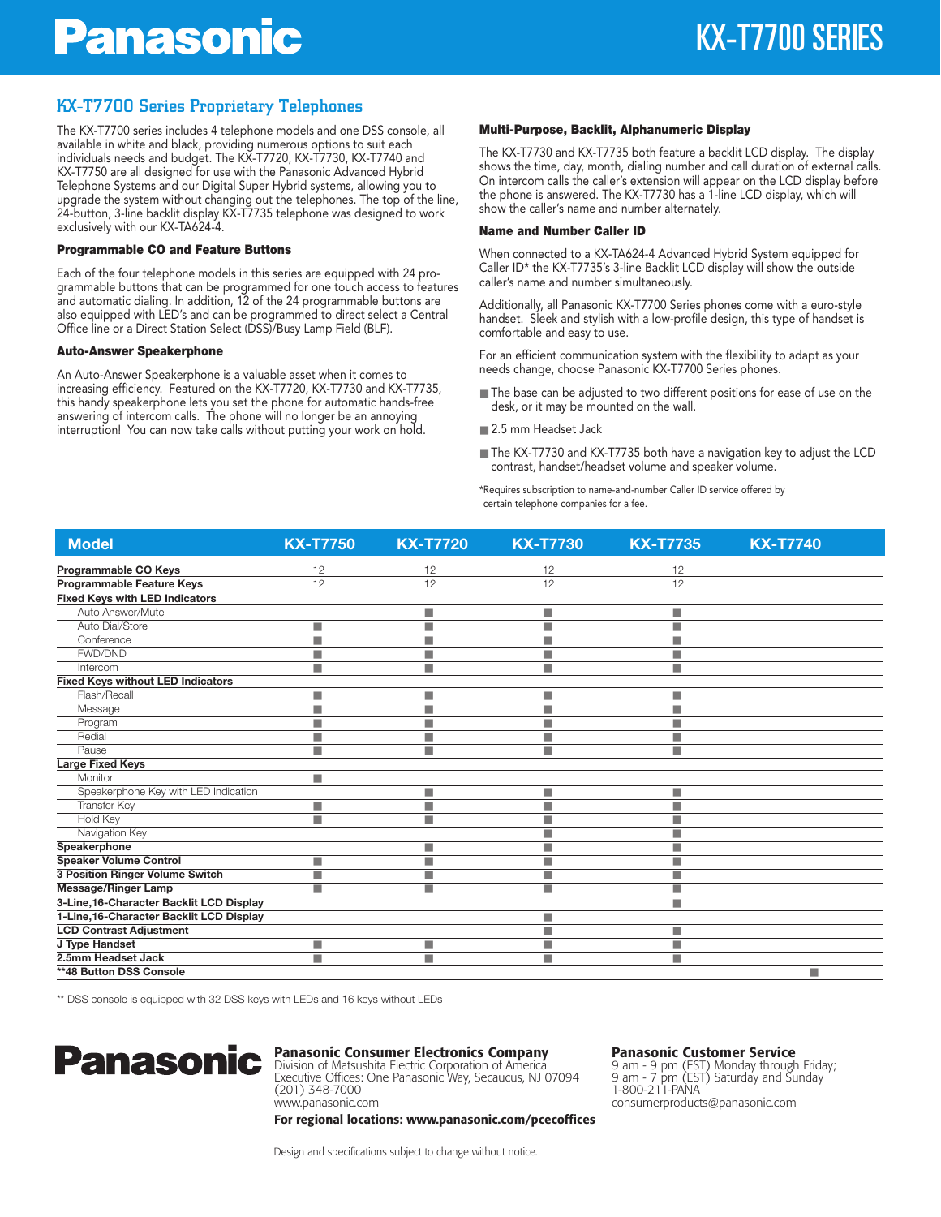# KX-T7700 SERIES

## KX-T7700 Series Proprietary Telephones

The KX-T7700 series includes 4 telephone models and one DSS console, all available in white and black, providing numerous options to suit each individuals needs and budget. The KX-T7720, KX-T7730, KX-T7740 and KX-T7750 are all designed for use with the Panasonic Advanced Hybrid Telephone Systems and our Digital Super Hybrid systems, allowing you to upgrade the system without changing out the telephones. The top of the line, 24-button, 3-line backlit display KX-T7735 telephone was designed to work exclusively with our KX-TA624-4.

### Programmable CO and Feature Buttons

Each of the four telephone models in this series are equipped with 24 programmable buttons that can be programmed for one touch access to features and automatic dialing. In addition, 12 of the 24 programmable buttons are also equipped with LED's and can be programmed to direct select a Central Office line or a Direct Station Select (DSS)/Busy Lamp Field (BLF).

### Auto-Answer Speakerphone

An Auto-Answer Speakerphone is a valuable asset when it comes to increasing efficiency. Featured on the KX-T7720, KX-T7730 and KX-T7735, this handy speakerphone lets you set the phone for automatic hands-free answering of intercom calls. The phone will no longer be an annoying interruption! You can now take calls without putting your work on hold.

### Multi-Purpose, Backlit, Alphanumeric Display

The KX-T7730 and KX-T7735 both feature a backlit LCD display. The display shows the time, day, month, dialing number and call duration of external calls. On intercom calls the caller's extension will appear on the LCD display before the phone is answered. The KX-T7730 has a 1-line LCD display, which will show the caller's name and number alternately.

### Name and Number Caller ID

When connected to a KX-TA624-4 Advanced Hybrid System equipped for Caller ID* the KX-T7735's 3-line Backlit LCD display will show the outside caller's name and number simultaneously.

Additionally, all Panasonic KX-T7700 Series phones come with a euro-style handset. Sleek and stylish with a low-profile design, this type of handset is comfortable and easy to use.

For an efficient communication system with the flexibility to adapt as your needs change, choose Panasonic KX-T7700 Series phones.

- The base can be adjusted to two different positions for ease of use on the desk, or it may be mounted on the wall.
- 2.5 mm Headset Jack
- The KX-T7730 and KX-T7735 both have a navigation key to adjust the LCD contrast, handset/headset volume and speaker volume.

*Requires subscription to name-and-number Caller ID service offered by certain telephone companies for a fee.

| Model | KX-T7750 | KX-T7720 | KX-T7730 | KX-T7735 | KX-T7740 |
|---|---|---|---|---|---|
| **Programmable CO Keys** | 12 | 12 | 12 | 12 | |
| **Programmable Feature Keys** | 12 | 12 | 12 | 12 | |
| **Fixed Keys with LED Indicators** | | | | | |
| Auto Answer/Mute | | ■ | ■ | ■ | |
| Auto Dial/Store | ■ | ■ | ■ | ■ | |
| Conference | ■ | ■ | ■ | ■ | |
| FWD/DND | ■ | ■ | ■ | ■ | |
| Intercom | ■ | ■ | ■ | ■ | |
| **Fixed Keys without LED Indicators** | | | | | |
| Flash/Recall | ■ | ■ | ■ | ■ | |
| Message | ■ | ■ | ■ | ■ | |
| Program | ■ | ■ | ■ | ■ | |
| Redial | ■ | ■ | ■ | ■ | |
| Pause | ■ | ■ | ■ | ■ | |
| **Large Fixed Keys** | | | | | |
| Monitor | ■ | | | | |
| Speakerphone Key with LED Indication | | ■ | ■ | ■ | |
| Transfer Key | ■ | ■ | ■ | ■ | |
| Hold Key | ■ | ■ | ■ | ■ | |
| Navigation Key | | | ■ | ■ | |
| **Speakerphone** | | ■ | ■ | ■ | |
| **Speaker Volume Control** | ■ | ■ | ■ | ■ | |
| **3 Position Ringer Volume Switch** | ■ | ■ | ■ | ■ | |
| **Message/Ringer Lamp** | ■ | ■ | ■ | ■ | |
| **3-Line,16-Character Backlit LCD Display** | | | | ■ | |
| **1-Line,16-Character Backlit LCD Display** | | | ■ | | |
| **LCD Contrast Adjustment** | | | ■ | ■ | |
| **J Type Handset** | ■ | ■ | ■ | ■ | |
| **2.5mm Headset Jack** | ■ | ■ | ■ | ■ | |
| **\*\*48 Button DSS Console** | | | | | ■ |

** DSS console is equipped with 32 DSS keys with LEDs and 16 keys without LEDs

**Panasonic Consumer Electronics Company**
Division of Matsushita Electric Corporation of America
Executive Offices: One Panasonic Way, Secaucus, NJ 07094
(201) 348-7000
www.panasonic.com

**For regional locations: www.panasonic.com/pcecoffices**

**Panasonic Customer Service**
9 am - 9 pm (EST) Monday through Friday;
9 am - 7 pm (EST) Saturday and Sunday
1-800-211-PANA
consumerproducts@panasonic.com

Design and specifications subject to change without notice.